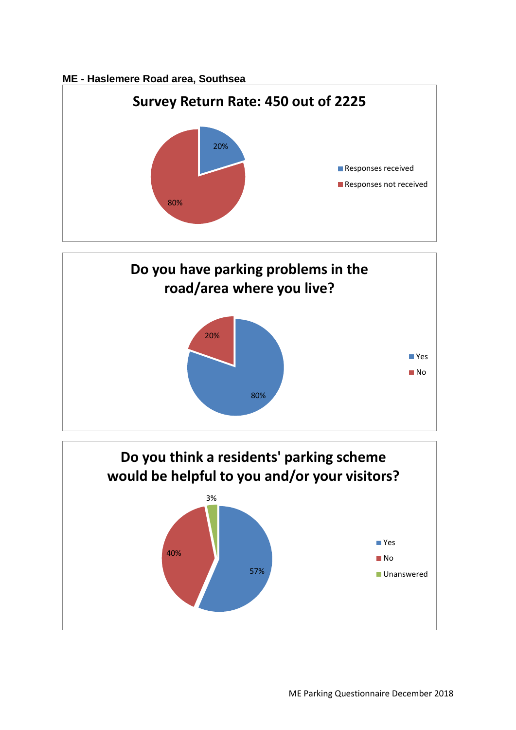**ME - Haslemere Road area, Southsea**

## Survey Return Rate: 450 out of 2225

| Response | Percentage |
| --- | --- |
| Responses received | 20% |
| Responses not received | 80% |

## Do you have parking problems in the road/area where you live?

| Answer | Percentage |
| --- | --- |
| Yes | 80% |
| No | 20% |

## Do you think a residents' parking scheme would be helpful to you and/or your visitors?

| Answer | Percentage |
| --- | --- |
| Yes | 57% |
| No | 40% |
| Unanswered | 3% |

ME Parking Questionnaire December 2018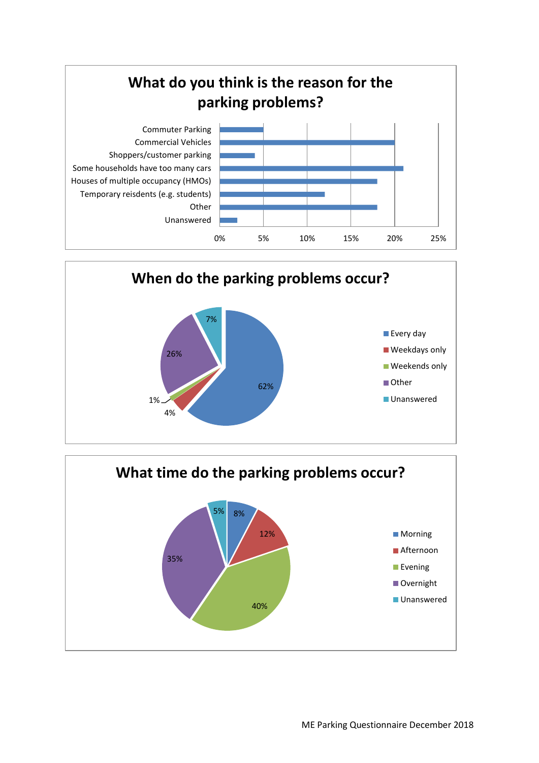## What do you think is the reason for the parking problems?

| Reason | Percentage |
|---|---|
| Commuter Parking | 5% |
| Commercial Vehicles | 20% |
| Shoppers/customer parking | 4% |
| Some households have too many cars | 21% |
| Houses of multiple occupancy (HMOs) | 18% |
| Temporary reisdents (e.g. students) | 12% |
| Other | 18% |
| Unanswered | 2% |

## When do the parking problems occur?

| Response | Percentage |
|---|---|
| Every day | 62% |
| Weekdays only | 4% |
| Weekends only | 1% |
| Other | 26% |
| Unanswered | 7% |

## What time do the parking problems occur?

| Response | Percentage |
|---|---|
| Morning | 8% |
| Afternoon | 12% |
| Evening | 40% |
| Overnight | 35% |
| Unanswered | 5% |

ME Parking Questionnaire December 2018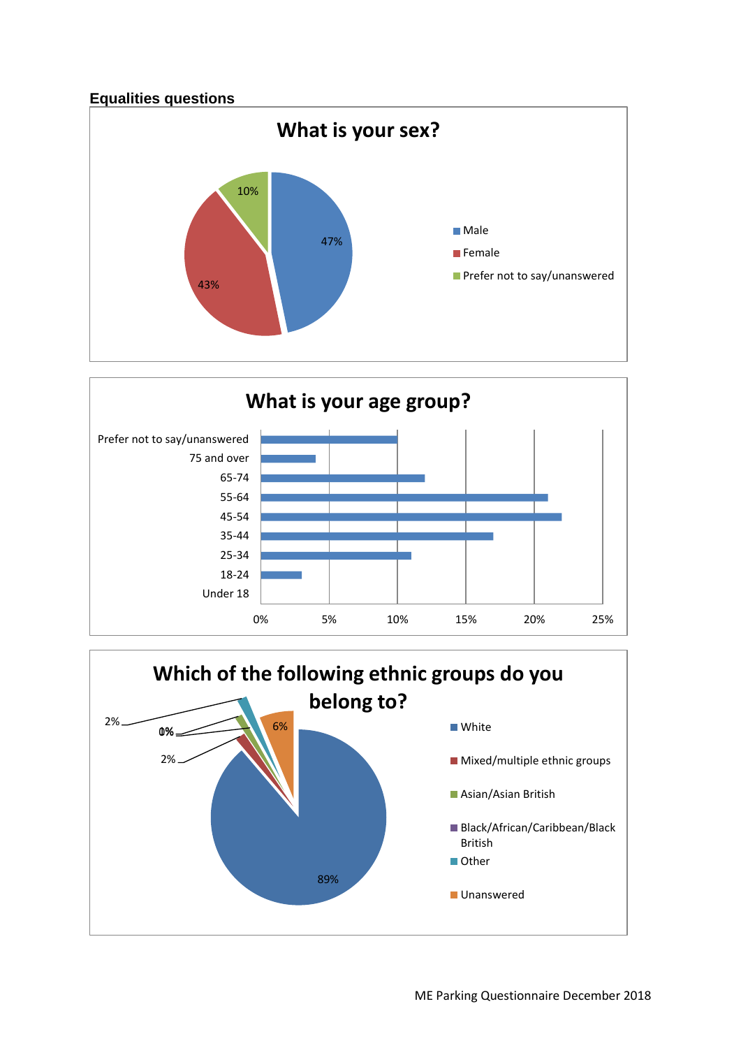## Equalities questions

### What is your sex?

| Response | % |
|---|---|
| Male | 47% |
| Female | 43% |
| Prefer not to say/unanswered | 10% |

### What is your age group?

| Age group | Approx. % |
|---|---|
| Prefer not to say/unanswered | 10% |
| 75 and over | 4% |
| 65-74 | 12% |
| 55-64 | 21% |
| 45-54 | 22% |
| 35-44 | 17% |
| 25-34 | 11% |
| 18-24 | 3% |
| Under 18 | 0% |

### Which of the following ethnic groups do you belong to?

| Ethnic group | % |
|---|---|
| White | 89% |
| Mixed/multiple ethnic groups | 2% |
| Asian/Asian British | 0% |
| Black/African/Caribbean/Black British | 0% |
| Other | 2% |
| Unanswered | 6% |

ME Parking Questionnaire December 2018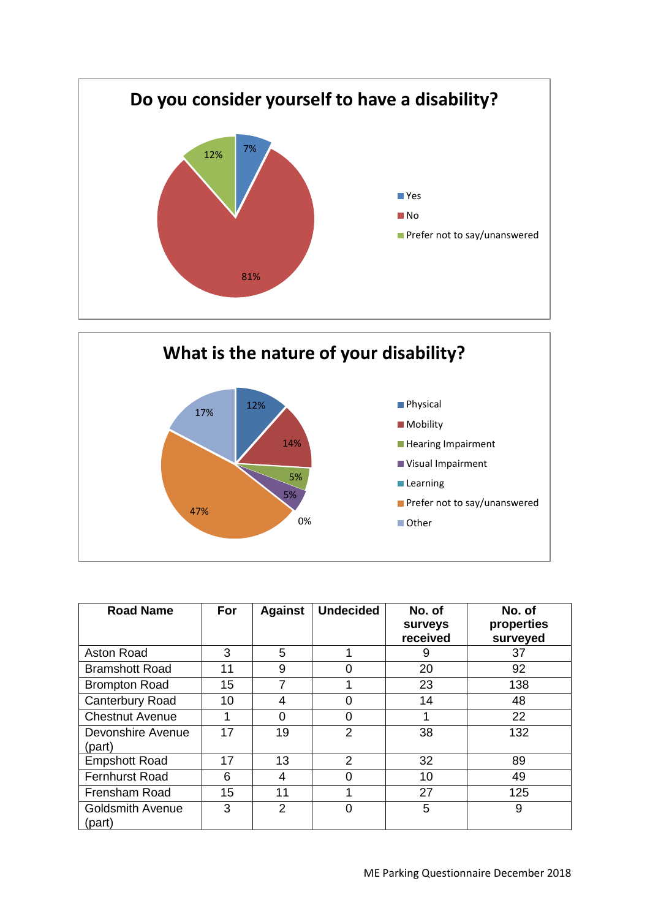## Do you consider yourself to have a disability?

- Yes: 7%
- No: 81%
- Prefer not to say/unanswered: 12%

## What is the nature of your disability?

- Physical: 12%
- Mobility: 14%
- Hearing Impairment: 5%
- Visual Impairment: 5%
- Learning: 0%
- Prefer not to say/unanswered: 47%
- Other: 17%

| Road Name | For | Against | Undecided | No. of surveys received | No. of properties surveyed |
|---|---|---|---|---|---|
| Aston Road | 3 | 5 | 1 | 9 | 37 |
| Bramshott Road | 11 | 9 | 0 | 20 | 92 |
| Brompton Road | 15 | 7 | 1 | 23 | 138 |
| Canterbury Road | 10 | 4 | 0 | 14 | 48 |
| Chestnut Avenue | 1 | 0 | 0 | 1 | 22 |
| Devonshire Avenue (part) | 17 | 19 | 2 | 38 | 132 |
| Empshott Road | 17 | 13 | 2 | 32 | 89 |
| Fernhurst Road | 6 | 4 | 0 | 10 | 49 |
| Frensham Road | 15 | 11 | 1 | 27 | 125 |
| Goldsmith Avenue (part) | 3 | 2 | 0 | 5 | 9 |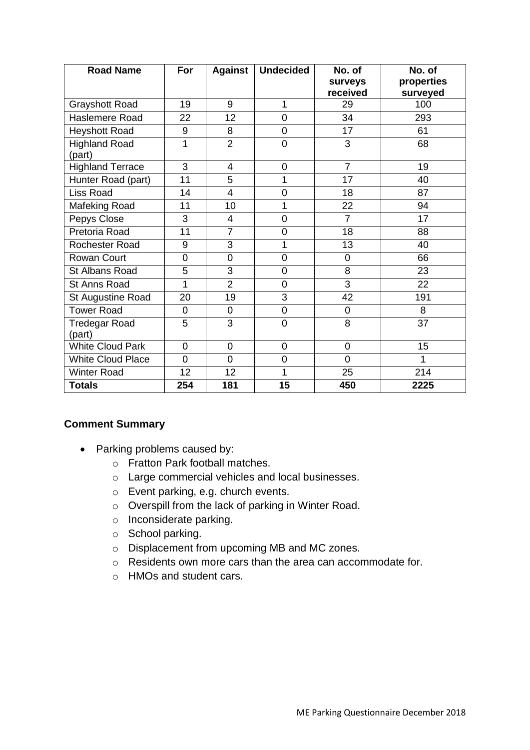| Road Name | For | Against | Undecided | No. of surveys received | No. of properties surveyed |
|---|---|---|---|---|---|
| Grayshott Road | 19 | 9 | 1 | 29 | 100 |
| Haslemere Road | 22 | 12 | 0 | 34 | 293 |
| Heyshott Road | 9 | 8 | 0 | 17 | 61 |
| Highland Road (part) | 1 | 2 | 0 | 3 | 68 |
| Highland Terrace | 3 | 4 | 0 | 7 | 19 |
| Hunter Road (part) | 11 | 5 | 1 | 17 | 40 |
| Liss Road | 14 | 4 | 0 | 18 | 87 |
| Mafeking Road | 11 | 10 | 1 | 22 | 94 |
| Pepys Close | 3 | 4 | 0 | 7 | 17 |
| Pretoria Road | 11 | 7 | 0 | 18 | 88 |
| Rochester Road | 9 | 3 | 1 | 13 | 40 |
| Rowan Court | 0 | 0 | 0 | 0 | 66 |
| St Albans Road | 5 | 3 | 0 | 8 | 23 |
| St Anns Road | 1 | 2 | 0 | 3 | 22 |
| St Augustine Road | 20 | 19 | 3 | 42 | 191 |
| Tower Road | 0 | 0 | 0 | 0 | 8 |
| Tredegar Road (part) | 5 | 3 | 0 | 8 | 37 |
| White Cloud Park | 0 | 0 | 0 | 0 | 15 |
| White Cloud Place | 0 | 0 | 0 | 0 | 1 |
| Winter Road | 12 | 12 | 1 | 25 | 214 |
| **Totals** | **254** | **181** | **15** | **450** | **2225** |

## Comment Summary

- Parking problems caused by:
    - Fratton Park football matches.
    - Large commercial vehicles and local businesses.
    - Event parking, e.g. church events.
    - Overspill from the lack of parking in Winter Road.
    - Inconsiderate parking.
    - School parking.
    - Displacement from upcoming MB and MC zones.
    - Residents own more cars than the area can accommodate for.
    - HMOs and student cars.